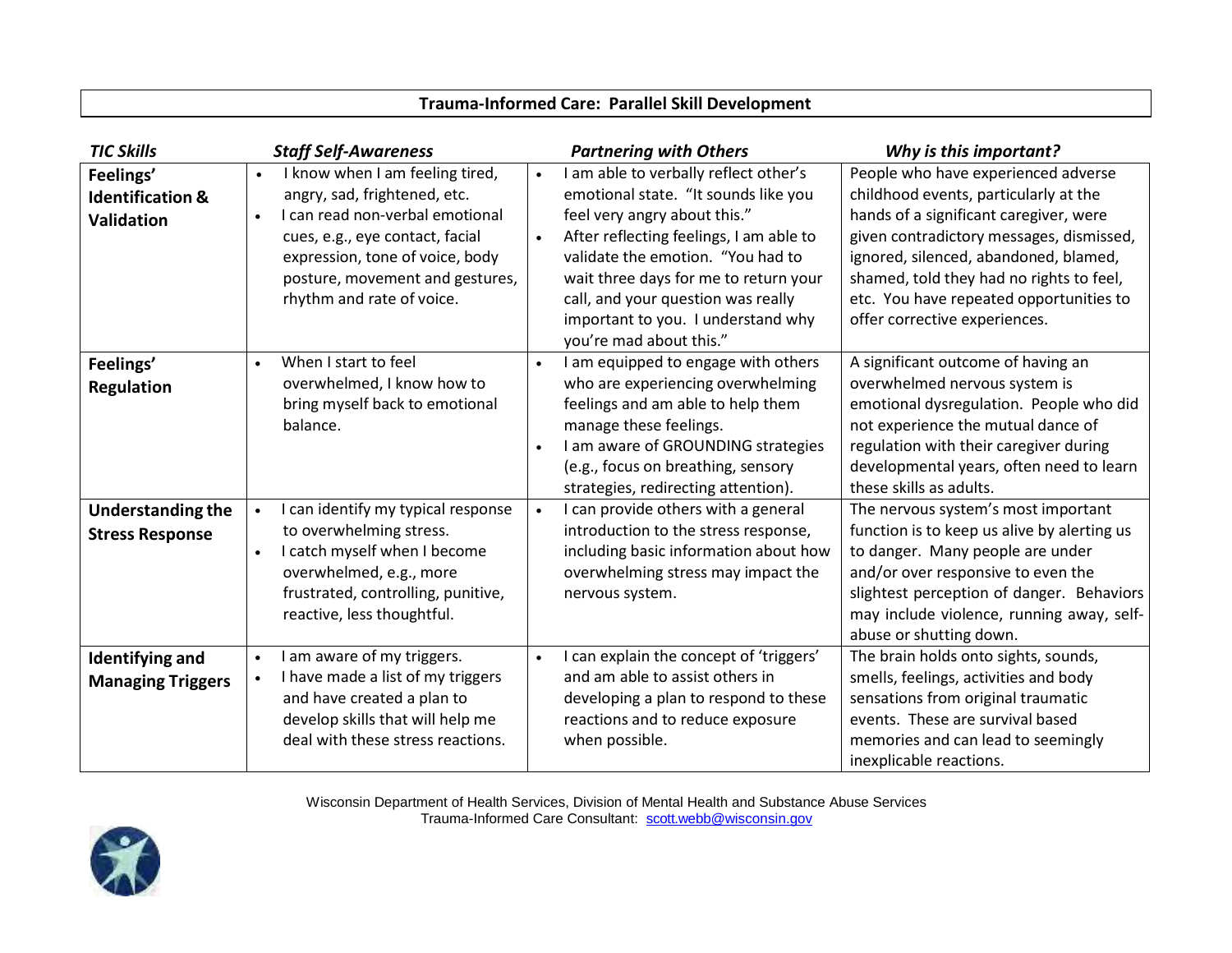# Trauma-Informed Care: Parallel Skill Development

| *TIC Skills* | *Staff Self-Awareness* | *Partnering with Others* | *Why is this important?* |
|---|---|---|---|
| **Feelings' Identification & Validation** | • I know when I am feeling tired, angry, sad, frightened, etc.<br>• I can read non-verbal emotional cues, e.g., eye contact, facial expression, tone of voice, body posture, movement and gestures, rhythm and rate of voice. | • I am able to verbally reflect other's emotional state. "It sounds like you feel very angry about this."<br>• After reflecting feelings, I am able to validate the emotion. "You had to wait three days for me to return your call, and your question was really important to you. I understand why you're mad about this." | People who have experienced adverse childhood events, particularly at the hands of a significant caregiver, were given contradictory messages, dismissed, ignored, silenced, abandoned, blamed, shamed, told they had no rights to feel, etc. You have repeated opportunities to offer corrective experiences. |
| **Feelings' Regulation** | • When I start to feel overwhelmed, I know how to bring myself back to emotional balance. | • I am equipped to engage with others who are experiencing overwhelming feelings and am able to help them manage these feelings.<br>• I am aware of GROUNDING strategies (e.g., focus on breathing, sensory strategies, redirecting attention). | A significant outcome of having an overwhelmed nervous system is emotional dysregulation. People who did not experience the mutual dance of regulation with their caregiver during developmental years, often need to learn these skills as adults. |
| **Understanding the Stress Response** | • I can identify my typical response to overwhelming stress.<br>• I catch myself when I become overwhelmed, e.g., more frustrated, controlling, punitive, reactive, less thoughtful. | • I can provide others with a general introduction to the stress response, including basic information about how overwhelming stress may impact the nervous system. | The nervous system's most important function is to keep us alive by alerting us to danger. Many people are under and/or over responsive to even the slightest perception of danger. Behaviors may include violence, running away, self-abuse or shutting down. |
| **Identifying and Managing Triggers** | • I am aware of my triggers.<br>• I have made a list of my triggers and have created a plan to develop skills that will help me deal with these stress reactions. | • I can explain the concept of 'triggers' and am able to assist others in developing a plan to respond to these reactions and to reduce exposure when possible. | The brain holds onto sights, sounds, smells, feelings, activities and body sensations from original traumatic events. These are survival based memories and can lead to seemingly inexplicable reactions. |

Wisconsin Department of Health Services, Division of Mental Health and Substance Abuse Services
Trauma-Informed Care Consultant: scott.webb@wisconsin.gov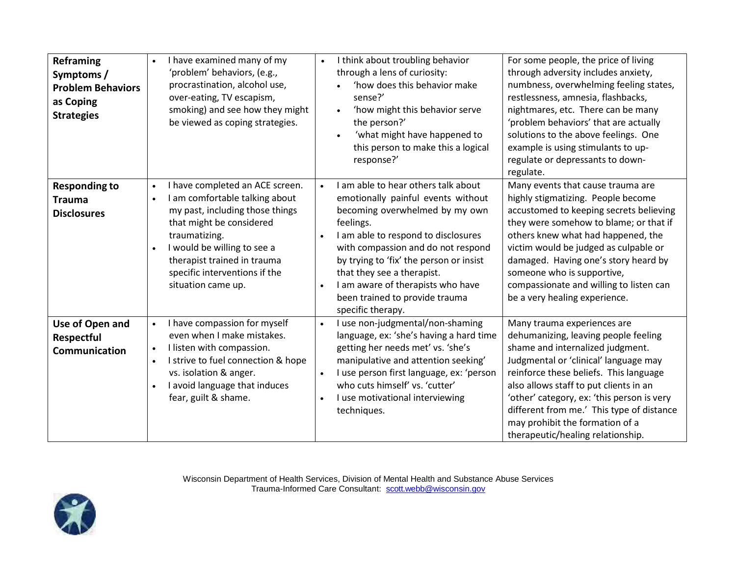| | | | |
|---|---|---|---|
| **Reframing Symptoms / Problem Behaviors as Coping Strategies** | • I have examined many of my 'problem' behaviors, (e.g., procrastination, alcohol use, over-eating, TV escapism, smoking) and see how they might be viewed as coping strategies. | • I think about troubling behavior through a lens of curiosity: <br> ◦ 'how does this behavior make sense?' <br> ◦ 'how might this behavior serve the person?' <br> ◦ 'what might have happened to this person to make this a logical response?' | For some people, the price of living through adversity includes anxiety, numbness, overwhelming feeling states, restlessness, amnesia, flashbacks, nightmares, etc. There can be many 'problem behaviors' that are actually solutions to the above feelings. One example is using stimulants to up-regulate or depressants to down-regulate. |
| **Responding to Trauma Disclosures** | • I have completed an ACE screen. <br> • I am comfortable talking about my past, including those things that might be considered traumatizing. <br> • I would be willing to see a therapist trained in trauma specific interventions if the situation came up. | • I am able to hear others talk about emotionally painful events without becoming overwhelmed by my own feelings. <br> • I am able to respond to disclosures with compassion and do not respond by trying to 'fix' the person or insist that they see a therapist. <br> • I am aware of therapists who have been trained to provide trauma specific therapy. | Many events that cause trauma are highly stigmatizing. People become accustomed to keeping secrets believing they were somehow to blame; or that if others knew what had happened, the victim would be judged as culpable or damaged. Having one's story heard by someone who is supportive, compassionate and willing to listen can be a very healing experience. |
| **Use of Open and Respectful Communication** | • I have compassion for myself even when I make mistakes. <br> • I listen with compassion. <br> • I strive to fuel connection & hope vs. isolation & anger. <br> • I avoid language that induces fear, guilt & shame. | • I use non-judgmental/non-shaming language, ex: 'she's having a hard time getting her needs met' vs. 'she's manipulative and attention seeking' <br> • I use person first language, ex: 'person who cuts himself' vs. 'cutter' <br> • I use motivational interviewing techniques. | Many trauma experiences are dehumanizing, leaving people feeling shame and internalized judgment. Judgmental or 'clinical' language may reinforce these beliefs. This language also allows staff to put clients in an 'other' category, ex: 'this person is very different from me.' This type of distance may prohibit the formation of a therapeutic/healing relationship. |

Wisconsin Department of Health Services, Division of Mental Health and Substance Abuse Services
Trauma-Informed Care Consultant: scott.webb@wisconsin.gov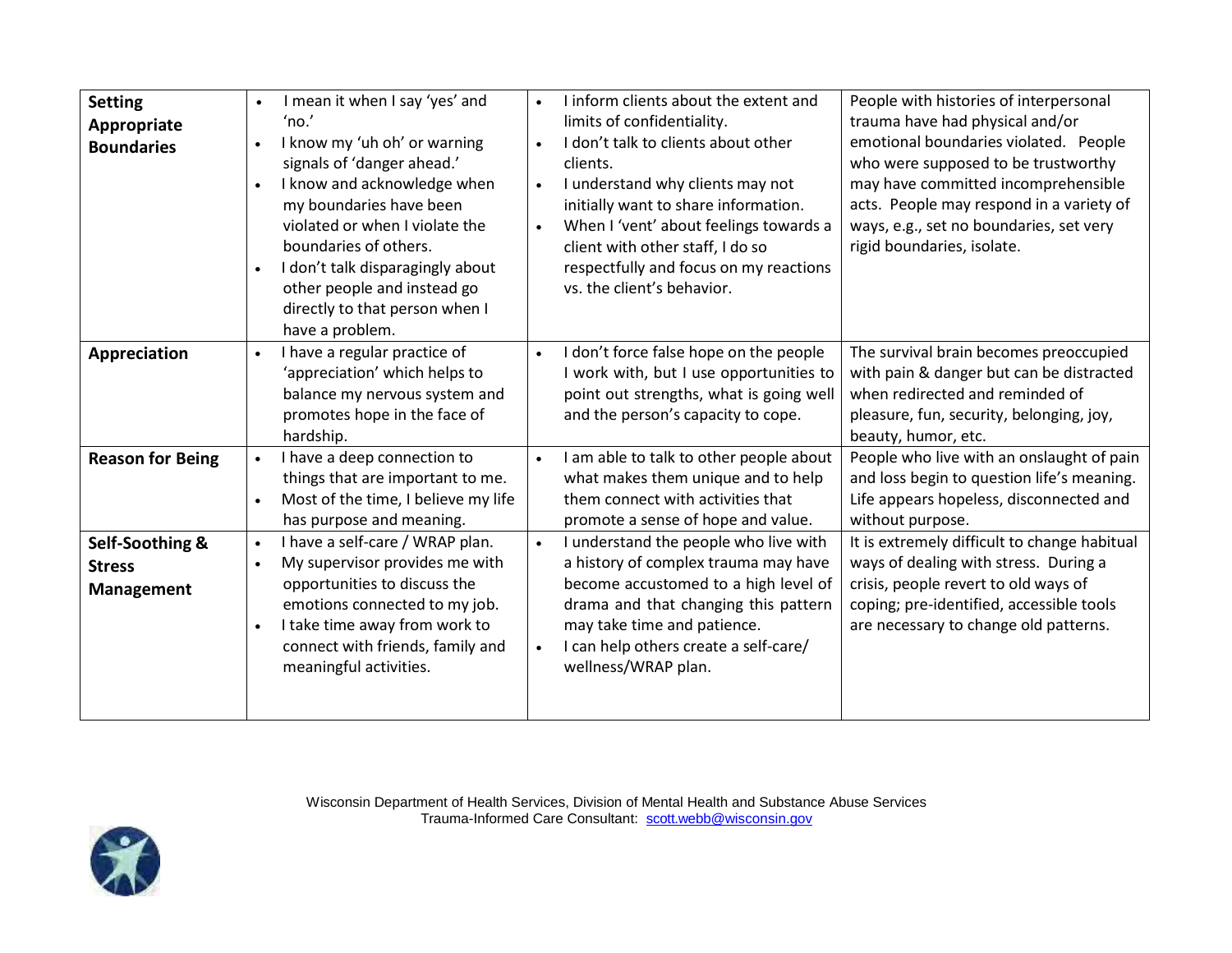| | | | |
|---|---|---|---|
| **Setting Appropriate Boundaries** | • I mean it when I say 'yes' and 'no.'<br>• I know my 'uh oh' or warning signals of 'danger ahead.'<br>• I know and acknowledge when my boundaries have been violated or when I violate the boundaries of others.<br>• I don't talk disparagingly about other people and instead go directly to that person when I have a problem. | • I inform clients about the extent and limits of confidentiality.<br>• I don't talk to clients about other clients.<br>• I understand why clients may not initially want to share information.<br>• When I 'vent' about feelings towards a client with other staff, I do so respectfully and focus on my reactions vs. the client's behavior. | People with histories of interpersonal trauma have had physical and/or emotional boundaries violated. People who were supposed to be trustworthy may have committed incomprehensible acts. People may respond in a variety of ways, e.g., set no boundaries, set very rigid boundaries, isolate. |
| **Appreciation** | • I have a regular practice of 'appreciation' which helps to balance my nervous system and promotes hope in the face of hardship. | • I don't force false hope on the people I work with, but I use opportunities to point out strengths, what is going well and the person's capacity to cope. | The survival brain becomes preoccupied with pain & danger but can be distracted when redirected and reminded of pleasure, fun, security, belonging, joy, beauty, humor, etc. |
| **Reason for Being** | • I have a deep connection to things that are important to me.<br>• Most of the time, I believe my life has purpose and meaning. | • I am able to talk to other people about what makes them unique and to help them connect with activities that promote a sense of hope and value. | People who live with an onslaught of pain and loss begin to question life's meaning. Life appears hopeless, disconnected and without purpose. |
| **Self-Soothing & Stress Management** | • I have a self-care / WRAP plan.<br>• My supervisor provides me with opportunities to discuss the emotions connected to my job.<br>• I take time away from work to connect with friends, family and meaningful activities. | • I understand the people who live with a history of complex trauma may have become accustomed to a high level of drama and that changing this pattern may take time and patience.<br>• I can help others create a self-care/ wellness/WRAP plan. | It is extremely difficult to change habitual ways of dealing with stress. During a crisis, people revert to old ways of coping; pre-identified, accessible tools are necessary to change old patterns. |

Wisconsin Department of Health Services, Division of Mental Health and Substance Abuse Services
Trauma-Informed Care Consultant: scott.webb@wisconsin.gov